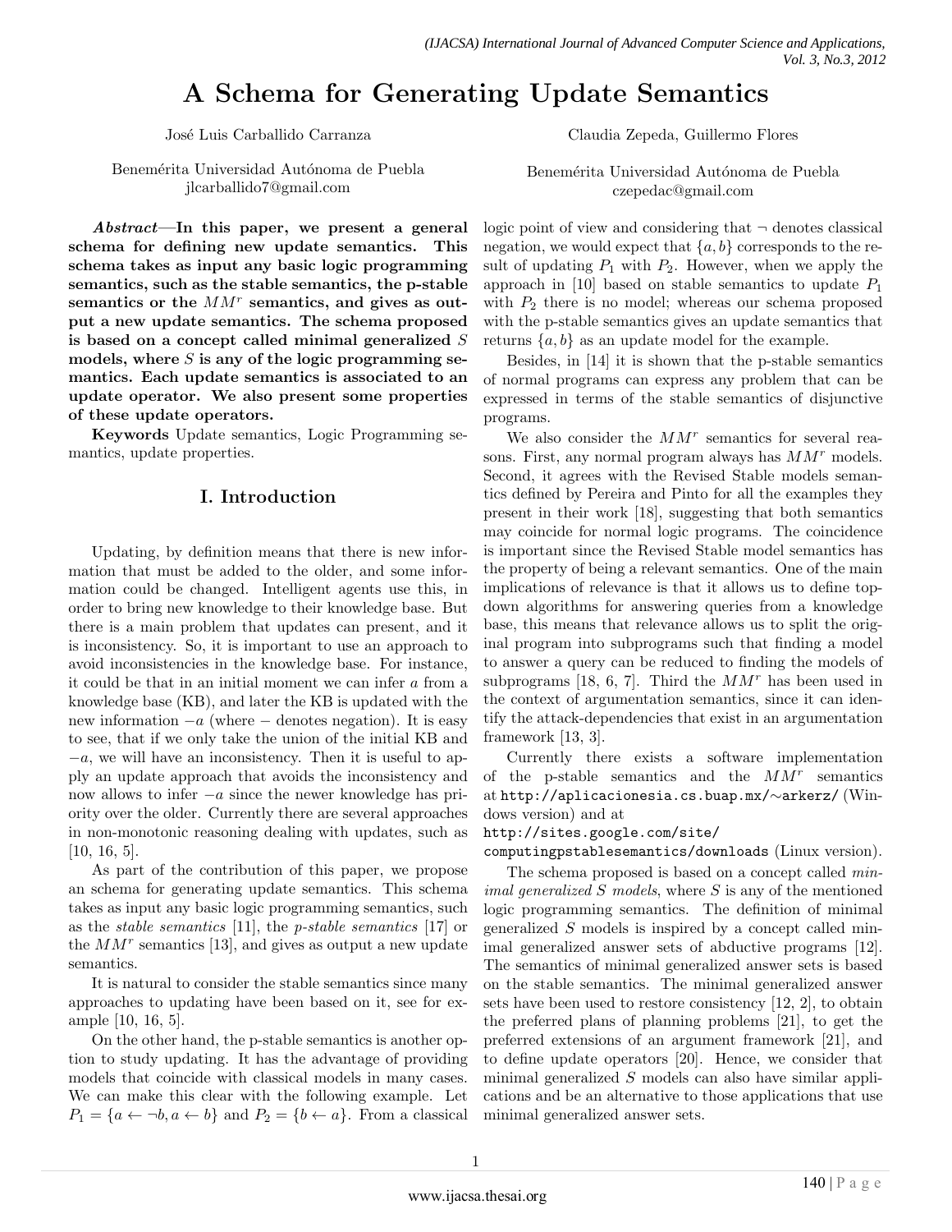# A Schema for Generating Update Semantics

José Luis Carballido Carranza

Benemérita Universidad Autónoma de Puebla
jlcarballido7@gmail.com

Claudia Zepeda, Guillermo Flores

Benemérita Universidad Autónoma de Puebla
czepedac@gmail.com

***Abstract*—In this paper, we present a general schema for defining new update semantics. This schema takes as input any basic logic programming semantics, such as the stable semantics, the p-stable semantics or the $MM^r$ semantics, and gives as output a new update semantics. The schema proposed is based on a concept called minimal generalized $S$ models, where $S$ is any of the logic programming semantics. Each update semantics is associated to an update operator. We also present some properties of these update operators.**

**Keywords** Update semantics, Logic Programming semantics, update properties.

## I. Introduction

Updating, by definition means that there is new information that must be added to the older, and some information could be changed. Intelligent agents use this, in order to bring new knowledge to their knowledge base. But there is a main problem that updates can present, and it is inconsistency. So, it is important to use an approach to avoid inconsistencies in the knowledge base. For instance, it could be that in an initial moment we can infer $a$ from a knowledge base (KB), and later the KB is updated with the new information $-a$ (where $-$ denotes negation). It is easy to see, that if we only take the union of the initial KB and $-a$, we will have an inconsistency. Then it is useful to apply an update approach that avoids the inconsistency and now allows to infer $-a$ since the newer knowledge has priority over the older. Currently there are several approaches in non-monotonic reasoning dealing with updates, such as [10, 16, 5].

As part of the contribution of this paper, we propose an schema for generating update semantics. This schema takes as input any basic logic programming semantics, such as the *stable semantics* [11], the *p-stable semantics* [17] or the $MM^r$ semantics [13], and gives as output a new update semantics.

It is natural to consider the stable semantics since many approaches to updating have been based on it, see for example [10, 16, 5].

On the other hand, the p-stable semantics is another option to study updating. It has the advantage of providing models that coincide with classical models in many cases. We can make this clear with the following example. Let $P_1 = \{a \leftarrow \neg b, a \leftarrow b\}$ and $P_2 = \{b \leftarrow a\}$. From a classical logic point of view and considering that $\neg$ denotes classical negation, we would expect that $\{a, b\}$ corresponds to the result of updating $P_1$ with $P_2$. However, when we apply the approach in [10] based on stable semantics to update $P_1$ with $P_2$ there is no model; whereas our schema proposed with the p-stable semantics gives an update semantics that returns $\{a, b\}$ as an update model for the example.

Besides, in [14] it is shown that the p-stable semantics of normal programs can express any problem that can be expressed in terms of the stable semantics of disjunctive programs.

We also consider the $MM^r$ semantics for several reasons. First, any normal program always has $MM^r$ models. Second, it agrees with the Revised Stable models semantics defined by Pereira and Pinto for all the examples they present in their work [18], suggesting that both semantics may coincide for normal logic programs. The coincidence is important since the Revised Stable model semantics has the property of being a relevant semantics. One of the main implications of relevance is that it allows us to define top-down algorithms for answering queries from a knowledge base, this means that relevance allows us to split the original program into subprograms such that finding a model to answer a query can be reduced to finding the models of subprograms [18, 6, 7]. Third the $MM^r$ has been used in the context of argumentation semantics, since it can identify the attack-dependencies that exist in an argumentation framework [13, 3].

Currently there exists a software implementation of the p-stable semantics and the $MM^r$ semantics at `http://aplicacionesia.cs.buap.mx/~arkerz/` (Windows version) and at `http://sites.google.com/site/computingpstablesemantics/downloads` (Linux version).

The schema proposed is based on a concept called *minimal generalized $S$ models*, where $S$ is any of the mentioned logic programming semantics. The definition of minimal generalized $S$ models is inspired by a concept called minimal generalized answer sets of abductive programs [12]. The semantics of minimal generalized answer sets is based on the stable semantics. The minimal generalized answer sets have been used to restore consistency [12, 2], to obtain the preferred plans of planning problems [21], to get the preferred extensions of an argument framework [21], and to define update operators [20]. Hence, we consider that minimal generalized $S$ models can also have similar applications and be an alternative to those applications that use minimal generalized answer sets.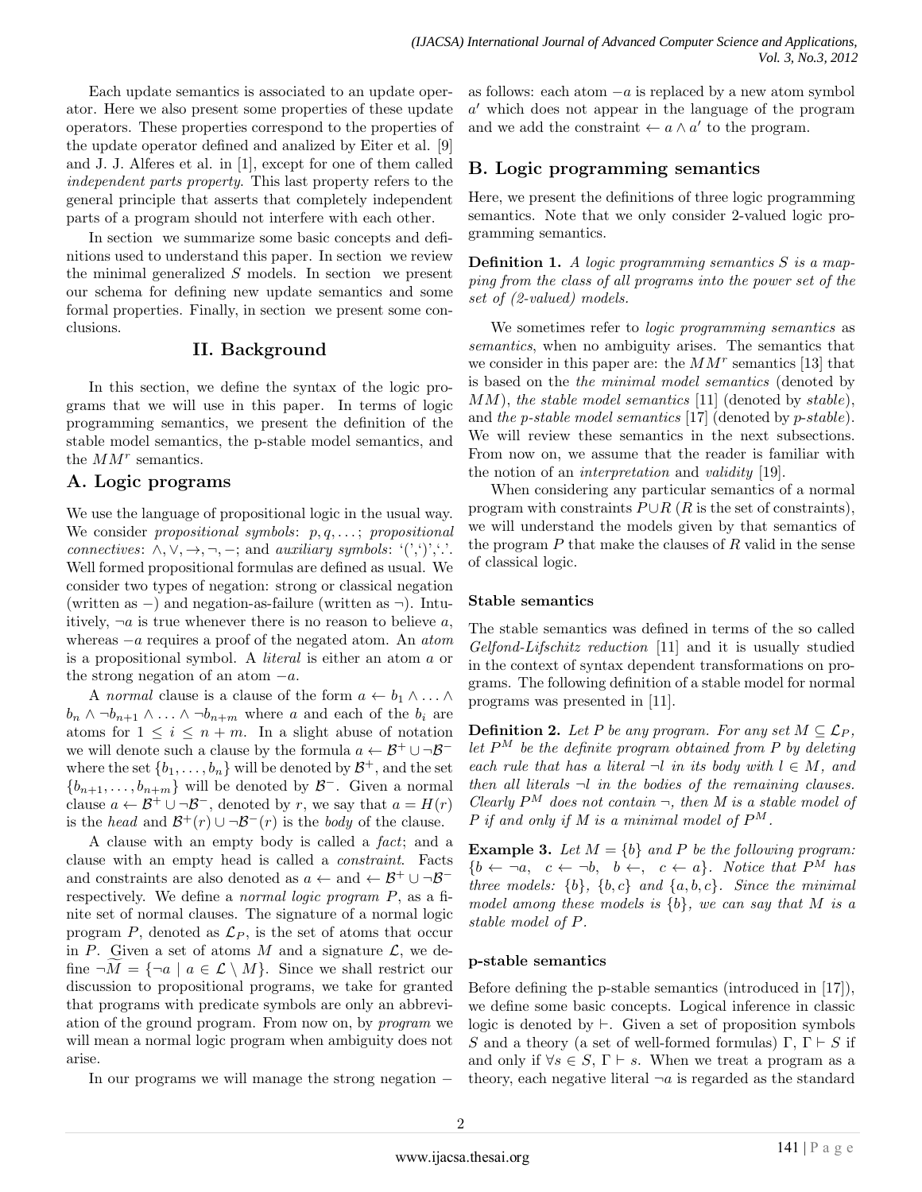Each update semantics is associated to an update operator. Here we also present some properties of these update operators. These properties correspond to the properties of the update operator defined and analized by Eiter et al. [9] and J. J. Alferes et al. in [1], except for one of them called *independent parts property*. This last property refers to the general principle that asserts that completely independent parts of a program should not interfere with each other.

In section we summarize some basic concepts and definitions used to understand this paper. In section we review the minimal generalized $S$ models. In section we present our schema for defining new update semantics and some formal properties. Finally, in section we present some conclusions.

## II. Background

In this section, we define the syntax of the logic programs that we will use in this paper. In terms of logic programming semantics, we present the definition of the stable model semantics, the p-stable model semantics, and the $MM^r$ semantics.

### A. Logic programs

We use the language of propositional logic in the usual way. We consider *propositional symbols*: $p, q, \ldots$; *propositional connectives*: $\wedge, \vee, \rightarrow, \neg, -$; and *auxiliary symbols*: '(',')','.'. Well formed propositional formulas are defined as usual. We consider two types of negation: strong or classical negation (written as $-$) and negation-as-failure (written as $\neg$). Intuitively, $\neg a$ is true whenever there is no reason to believe $a$, whereas $-a$ requires a proof of the negated atom. An *atom* is a propositional symbol. A *literal* is either an atom $a$ or the strong negation of an atom $-a$.

A *normal* clause is a clause of the form $a \leftarrow b_1 \wedge \ldots \wedge b_n \wedge \neg b_{n+1} \wedge \ldots \wedge \neg b_{n+m}$ where $a$ and each of the $b_i$ are atoms for $1 \leq i \leq n+m$. In a slight abuse of notation we will denote such a clause by the formula $a \leftarrow \mathcal{B}^+ \cup \neg\mathcal{B}^-$ where the set $\{b_1, \ldots, b_n\}$ will be denoted by $\mathcal{B}^+$, and the set $\{b_{n+1}, \ldots, b_{n+m}\}$ will be denoted by $\mathcal{B}^-$. Given a normal clause $a \leftarrow \mathcal{B}^+ \cup \neg\mathcal{B}^-$, denoted by $r$, we say that $a = H(r)$ is the *head* and $\mathcal{B}^+(r) \cup \neg\mathcal{B}^-(r)$ is the *body* of the clause.

A clause with an empty body is called a *fact*; and a clause with an empty head is called a *constraint*. Facts and constraints are also denoted as $a \leftarrow$ and $\leftarrow \mathcal{B}^+ \cup \neg\mathcal{B}^-$ respectively. We define a *normal logic program* $P$, as a finite set of normal clauses. The signature of a normal logic program $P$, denoted as $\mathcal{L}_P$, is the set of atoms that occur in $P$. Given a set of atoms $M$ and a signature $\mathcal{L}$, we define $\neg\widetilde{M} = \{\neg a \mid a \in \mathcal{L} \setminus M\}$. Since we shall restrict our discussion to propositional programs, we take for granted that programs with predicate symbols are only an abbreviation of the ground program. From now on, by *program* we will mean a normal logic program when ambiguity does not arise.

In our programs we will manage the strong negation $-$ as follows: each atom $-a$ is replaced by a new atom symbol $a'$ which does not appear in the language of the program and we add the constraint $\leftarrow a \wedge a'$ to the program.

### B. Logic programming semantics

Here, we present the definitions of three logic programming semantics. Note that we only consider 2-valued logic programming semantics.

**Definition 1.** *A logic programming semantics $S$ is a mapping from the class of all programs into the power set of the set of (2-valued) models.*

We sometimes refer to *logic programming semantics* as *semantics*, when no ambiguity arises. The semantics that we consider in this paper are: the $MM^r$ semantics [13] that is based on the *the minimal model semantics* (denoted by $MM$), *the stable model semantics* [11] (denoted by *stable*), and *the p-stable model semantics* [17] (denoted by *p-stable*). We will review these semantics in the next subsections. From now on, we assume that the reader is familiar with the notion of an *interpretation* and *validity* [19].

When considering any particular semantics of a normal program with constraints $P \cup R$ ($R$ is the set of constraints), we will understand the models given by that semantics of the program $P$ that make the clauses of $R$ valid in the sense of classical logic.

#### Stable semantics

The stable semantics was defined in terms of the so called *Gelfond-Lifschitz reduction* [11] and it is usually studied in the context of syntax dependent transformations on programs. The following definition of a stable model for normal programs was presented in [11].

**Definition 2.** *Let $P$ be any program. For any set $M \subseteq \mathcal{L}_P$, let $P^M$ be the definite program obtained from $P$ by deleting each rule that has a literal $\neg l$ in its body with $l \in M$, and then all literals $\neg l$ in the bodies of the remaining clauses. Clearly $P^M$ does not contain $\neg$, then $M$ is a stable model of $P$ if and only if $M$ is a minimal model of $P^M$.*

**Example 3.** *Let $M = \{b\}$ and $P$ be the following program: $\{b \leftarrow \neg a, \;\; c \leftarrow \neg b, \;\; b \leftarrow, \;\; c \leftarrow a\}$. Notice that $P^M$ has three models: $\{b\}$, $\{b, c\}$ and $\{a, b, c\}$. Since the minimal model among these models is $\{b\}$, we can say that $M$ is a stable model of $P$.*

#### p-stable semantics

Before defining the p-stable semantics (introduced in [17]), we define some basic concepts. Logical inference in classic logic is denoted by $\vdash$. Given a set of proposition symbols $S$ and a theory (a set of well-formed formulas) $\Gamma$, $\Gamma \vdash S$ if and only if $\forall s \in S$, $\Gamma \vdash s$. When we treat a program as a theory, each negative literal $\neg a$ is regarded as the standard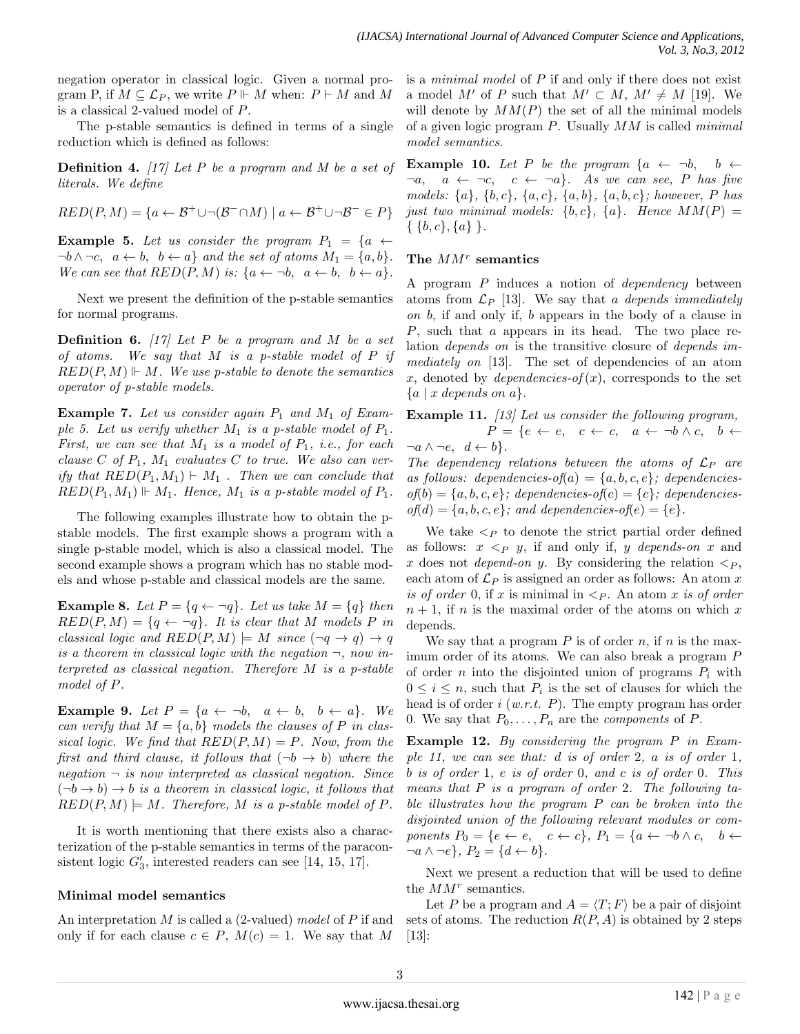negation operator in classical logic. Given a normal program P, if $M \subseteq \mathcal{L}_P$, we write $P \Vdash M$ when: $P \vdash M$ and $M$ is a classical 2-valued model of $P$.

The p-stable semantics is defined in terms of a single reduction which is defined as follows:

**Definition 4.** *[17] Let P be a program and M be a set of literals. We define*

$$RED(P, M) = \{a \leftarrow \mathcal{B}^+ \cup \neg(\mathcal{B}^- \cap M) \mid a \leftarrow \mathcal{B}^+ \cup \neg\mathcal{B}^- \in P\}$$

**Example 5.** *Let us consider the program $P_1 = \{a \leftarrow \neg b \wedge \neg c,\ \ a \leftarrow b,\ \ b \leftarrow a\}$ and the set of atoms $M_1 = \{a, b\}$. We can see that $RED(P, M)$ is: $\{a \leftarrow \neg b,\ \ a \leftarrow b,\ \ b \leftarrow a\}$.*

Next we present the definition of the p-stable semantics for normal programs.

**Definition 6.** *[17] Let P be a program and M be a set of atoms. We say that M is a p-stable model of P if $RED(P, M) \Vdash M$. We use p-stable to denote the semantics operator of p-stable models.*

**Example 7.** *Let us consider again $P_1$ and $M_1$ of Example 5. Let us verify whether $M_1$ is a p-stable model of $P_1$. First, we can see that $M_1$ is a model of $P_1$, i.e., for each clause C of $P_1$, $M_1$ evaluates C to true. We also can verify that $RED(P_1, M_1) \vdash M_1$ . Then we can conclude that $RED(P_1, M_1) \Vdash M_1$. Hence, $M_1$ is a p-stable model of $P_1$.*

The following examples illustrate how to obtain the p-stable models. The first example shows a program with a single p-stable model, which is also a classical model. The second example shows a program which has no stable models and whose p-stable and classical models are the same.

**Example 8.** *Let $P = \{q \leftarrow \neg q\}$. Let us take $M = \{q\}$ then $RED(P, M) = \{q \leftarrow \neg q\}$. It is clear that M models P in classical logic and $RED(P, M) \models M$ since $(\neg q \rightarrow q) \rightarrow q$ is a theorem in classical logic with the negation $\neg$, now interpreted as classical negation. Therefore M is a p-stable model of P.*

**Example 9.** *Let $P = \{a \leftarrow \neg b,\ \ a \leftarrow b,\ \ b \leftarrow a\}$. We can verify that $M = \{a, b\}$ models the clauses of P in classical logic. We find that $RED(P, M) = P$. Now, from the first and third clause, it follows that $(\neg b \rightarrow b)$ where the negation $\neg$ is now interpreted as classical negation. Since $(\neg b \rightarrow b) \rightarrow b$ is a theorem in classical logic, it follows that $RED(P, M) \models M$. Therefore, M is a p-stable model of P.*

It is worth mentioning that there exists also a characterization of the p-stable semantics in terms of the paraconsistent logic $G'_3$, interested readers can see [14, 15, 17].

### Minimal model semantics

An interpretation $M$ is called a (2-valued) *model* of $P$ if and only if for each clause $c \in P$, $M(c) = 1$. We say that $M$ is a *minimal model* of $P$ if and only if there does not exist a model $M'$ of $P$ such that $M' \subset M$, $M' \neq M$ [19]. We will denote by $MM(P)$ the set of all the minimal models of a given logic program $P$. Usually $MM$ is called *minimal model semantics*.

**Example 10.** *Let P be the program $\{a \leftarrow \neg b,\ \ b \leftarrow \neg a,\ \ a \leftarrow \neg c,\ \ c \leftarrow \neg a\}$. As we can see, P has five models: $\{a\}$, $\{b, c\}$, $\{a, c\}$, $\{a, b\}$, $\{a, b, c\}$; however, P has just two minimal models: $\{b, c\}$, $\{a\}$. Hence $MM(P) = \{\ \{b, c\}, \{a\}\ \}$.*

### The $MM^r$ semantics

A program $P$ induces a notion of *dependency* between atoms from $\mathcal{L}_P$ [13]. We say that *a depends immediately on b*, if and only if, $b$ appears in the body of a clause in $P$, such that $a$ appears in its head. The two place relation *depends on* is the transitive closure of *depends immediately on* [13]. The set of dependencies of an atom $x$, denoted by *dependencies-of*$(x)$, corresponds to the set $\{a \mid x \textit{ depends on } a\}$.

**Example 11.** *[13] Let us consider the following program, $P = \{e \leftarrow e,\ \ c \leftarrow c,\ \ a \leftarrow \neg b \wedge c,\ \ b \leftarrow \neg a \wedge \neg e,\ \ d \leftarrow b\}$.
The dependency relations between the atoms of $\mathcal{L}_P$ are as follows: dependencies-of(a) $= \{a, b, c, e\}$; dependencies-of(b) $= \{a, b, c, e\}$; dependencies-of(c) $= \{c\}$; dependencies-of(d) $= \{a, b, c, e\}$; and dependencies-of(e) $= \{e\}$.*

We take $<_P$ to denote the strict partial order defined as follows: $x <_P y$, if and only if, $y$ *depends-on* $x$ and $x$ does not *depend-on* $y$. By considering the relation $<_P$, each atom of $\mathcal{L}_P$ is assigned an order as follows: An atom $x$ *is of order* 0, if $x$ is minimal in $<_P$. An atom $x$ *is of order* $n + 1$, if $n$ is the maximal order of the atoms on which $x$ depends.

We say that a program $P$ is of order $n$, if $n$ is the maximum order of its atoms. We can also break a program $P$ of order $n$ into the disjointed union of programs $P_i$ with $0 \leq i \leq n$, such that $P_i$ is the set of clauses for which the head is of order $i$ (*w.r.t.* $P$). The empty program has order 0. We say that $P_0, \ldots, P_n$ are the *components* of $P$.

**Example 12.** *By considering the program P in Example 11, we can see that: d is of order 2, a is of order 1, b is of order 1, e is of order 0, and c is of order 0. This means that P is a program of order 2. The following table illustrates how the program P can be broken into the disjointed union of the following relevant modules or components $P_0 = \{e \leftarrow e,\ \ c \leftarrow c\}$, $P_1 = \{a \leftarrow \neg b \wedge c,\ \ b \leftarrow \neg a \wedge \neg e\}$, $P_2 = \{d \leftarrow b\}$.*

Next we present a reduction that will be used to define the $MM^r$ semantics.

Let P be a program and $A = \langle T; F \rangle$ be a pair of disjoint sets of atoms. The reduction $R(P, A)$ is obtained by 2 steps [13]: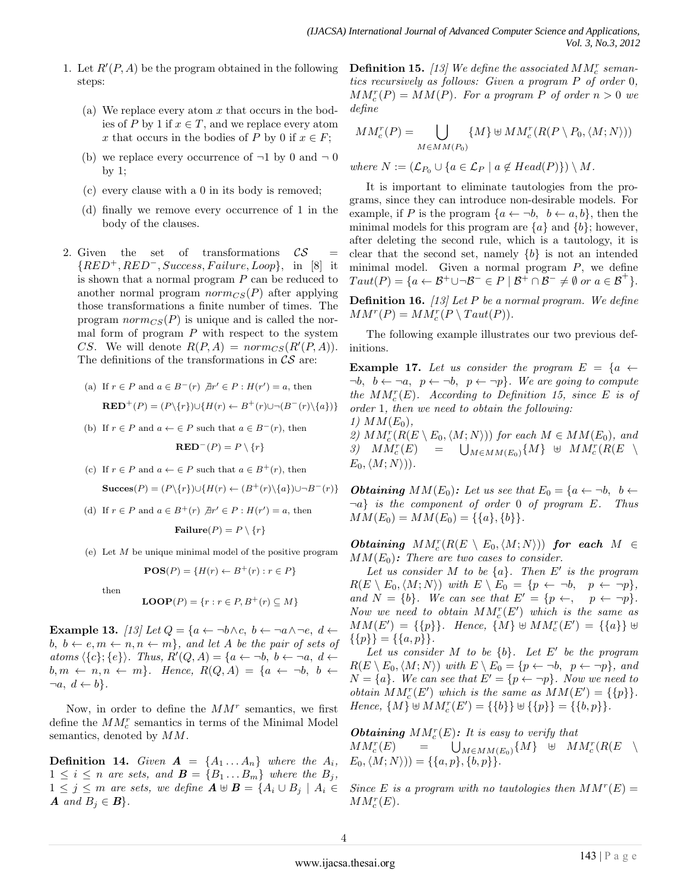1. Let $R'(P, A)$ be the program obtained in the following steps:

   (a) We replace every atom $x$ that occurs in the bodies of $P$ by 1 if $x \in T$, and we replace every atom $x$ that occurs in the bodies of $P$ by 0 if $x \in F$;

   (b) we replace every occurrence of $\neg 1$ by 0 and $\neg$ 0 by 1;

   (c) every clause with a 0 in its body is removed;

   (d) finally we remove every occurrence of 1 in the body of the clauses.

2. Given the set of transformations $\mathcal{CS} = \{RED^+, RED^-, Success, Failure, Loop\}$, in [8] it is shown that a normal program $P$ can be reduced to another normal program $norm_{CS}(P)$ after applying those transformations a finite number of times. The program $norm_{CS}(P)$ is unique and is called the normal form of program $P$ with respect to the system $CS$. We will denote $R(P, A) = norm_{CS}(R'(P, A))$. The definitions of the transformations in $\mathcal{CS}$ are:

   (a) If $r \in P$ and $a \in B^-(r)$ $\nexists r' \in P : H(r') = a$, then

   $$\mathbf{RED}^+(P) = (P \setminus \{r\}) \cup \{H(r) \leftarrow B^+(r) \cup \neg(B^-(r) \setminus \{a\})\}$$

   (b) If $r \in P$ and $a \leftarrow \in P$ such that $a \in B^-(r)$, then

   $$\mathbf{RED}^-(P) = P \setminus \{r\}$$

   (c) If $r \in P$ and $a \leftarrow \in P$ such that $a \in B^+(r)$, then

   $$\mathbf{Succes}(P) = (P \setminus \{r\}) \cup \{H(r) \leftarrow (B^+(r) \setminus \{a\}) \cup \neg B^-(r)\}$$

   (d) If $r \in P$ and $a \in B^+(r)$ $\nexists r' \in P : H(r') = a$, then

   $$\mathbf{Failure}(P) = P \setminus \{r\}$$

   (e) Let $M$ be unique minimal model of the positive program

   $$\mathbf{POS}(P) = \{H(r) \leftarrow B^+(r) : r \in P\}$$

   then

   $$\mathbf{LOOP}(P) = \{r : r \in P, B^+(r) \subseteq M\}$$

**Example 13.** *[13] Let $Q = \{a \leftarrow \neg b \wedge c,\ b \leftarrow \neg a \wedge \neg e,\ d \leftarrow b,\ b \leftarrow e, m \leftarrow n, n \leftarrow m\}$, and let $A$ be the pair of sets of atoms $\langle \{c\}; \{e\} \rangle$. Thus, $R'(Q, A) = \{a \leftarrow \neg b,\ b \leftarrow \neg a,\ d \leftarrow b, m \leftarrow n, n \leftarrow m\}$. Hence, $R(Q, A) = \{a \leftarrow \neg b,\ b \leftarrow \neg a,\ d \leftarrow b\}$.*

Now, in order to define the $MM^r$ semantics, we first define the $MM^r_c$ semantics in terms of the Minimal Model semantics, denoted by $MM$.

**Definition 14.** *Given $\boldsymbol{A} = \{A_1 \ldots A_n\}$ where the $A_i$, $1 \leq i \leq n$ are sets, and $\boldsymbol{B} = \{B_1 \ldots B_m\}$ where the $B_j$, $1 \leq j \leq m$ are sets, we define $\boldsymbol{A} \uplus \boldsymbol{B} = \{A_i \cup B_j \mid A_i \in \boldsymbol{A}$ and $B_j \in \boldsymbol{B}\}$.*

**Definition 15.** *[13] We define the associated $MM^r_c$ semantics recursively as follows: Given a program $P$ of order 0, $MM^r_c(P) = MM(P)$. For a program $P$ of order $n > 0$ we define*

$$MM^r_c(P) = \bigcup_{M \in MM(P_0)} \{M\} \uplus MM^r_c(R(P \setminus P_0, \langle M; N \rangle))$$

*where $N := (\mathcal{L}_{P_0} \cup \{a \in \mathcal{L}_P \mid a \notin Head(P)\}) \setminus M$.*

It is important to eliminate tautologies from the programs, since they can introduce non-desirable models. For example, if $P$ is the program $\{a \leftarrow \neg b,\ b \leftarrow a, b\}$, then the minimal models for this program are $\{a\}$ and $\{b\}$; however, after deleting the second rule, which is a tautology, it is clear that the second set, namely $\{b\}$ is not an intended minimal model. Given a normal program $P$, we define $Taut(P) = \{a \leftarrow \mathcal{B}^+ \cup \neg \mathcal{B}^- \in P \mid \mathcal{B}^+ \cap \mathcal{B}^- \neq \emptyset \text{ or } a \in \mathcal{B}^+\}$.

**Definition 16.** *[13] Let $P$ be a normal program. We define $MM^r(P) = MM^r_c(P \setminus Taut(P))$.*

The following example illustrates our two previous definitions.

**Example 17.** *Let us consider the program $E = \{a \leftarrow \neg b,\ b \leftarrow \neg a,\ p \leftarrow \neg b,\ p \leftarrow \neg p\}$. We are going to compute the $MM^r_c(E)$. According to Definition 15, since $E$ is of order 1, then we need to obtain the following:*
*1) $MM(E_0)$,*
*2) $MM^r_c(R(E \setminus E_0, \langle M; N \rangle))$ for each $M \in MM(E_0)$, and*
*3) $MM^r_c(E) = \bigcup_{M \in MM(E_0)} \{M\} \uplus MM^r_c(R(E \setminus E_0, \langle M; N \rangle))$.*

***Obtaining** $MM(E_0)$**:** Let us see that $E_0 = \{a \leftarrow \neg b,\ b \leftarrow \neg a\}$ is the component of order 0 of program $E$. Thus $MM(E_0) = MM(E_0) = \{\{a\}, \{b\}\}$.*

***Obtaining** $MM^r_c(R(E \setminus E_0, \langle M; N \rangle))$ **for each** $M \in MM(E_0)$**:** There are two cases to consider.*

*Let us consider $M$ to be $\{a\}$. Then $E'$ is the program $R(E \setminus E_0, \langle M; N \rangle)$ with $E \setminus E_0 = \{p \leftarrow \neg b,\ p \leftarrow \neg p\}$, and $N = \{b\}$. We can see that $E' = \{p \leftarrow,\ p \leftarrow \neg p\}$. Now we need to obtain $MM^r_c(E')$ which is the same as $MM(E') = \{\{p\}\}$. Hence, $\{M\} \uplus MM^r_c(E') = \{\{a\}\} \uplus \{\{p\}\} = \{\{a, p\}\}$.*

*Let us consider $M$ to be $\{b\}$. Let $E'$ be the program $R(E \setminus E_0, \langle M; N \rangle)$ with $E \setminus E_0 = \{p \leftarrow \neg b,\ p \leftarrow \neg p\}$, and $N = \{a\}$. We can see that $E' = \{p \leftarrow \neg p\}$. Now we need to obtain $MM^r_c(E')$ which is the same as $MM(E') = \{\{p\}\}$. Hence, $\{M\} \uplus MM^r_c(E') = \{\{b\}\} \uplus \{\{p\}\} = \{\{b, p\}\}$.*

***Obtaining** $MM^r_c(E)$**:** It is easy to verify that $MM^r_c(E) = \bigcup_{M \in MM(E_0)} \{M\} \uplus MM^r_c(R(E \setminus E_0, \langle M; N \rangle)) = \{\{a, p\}, \{b, p\}\}$.*

*Since $E$ is a program with no tautologies then $MM^r(E) = MM^r_c(E)$.*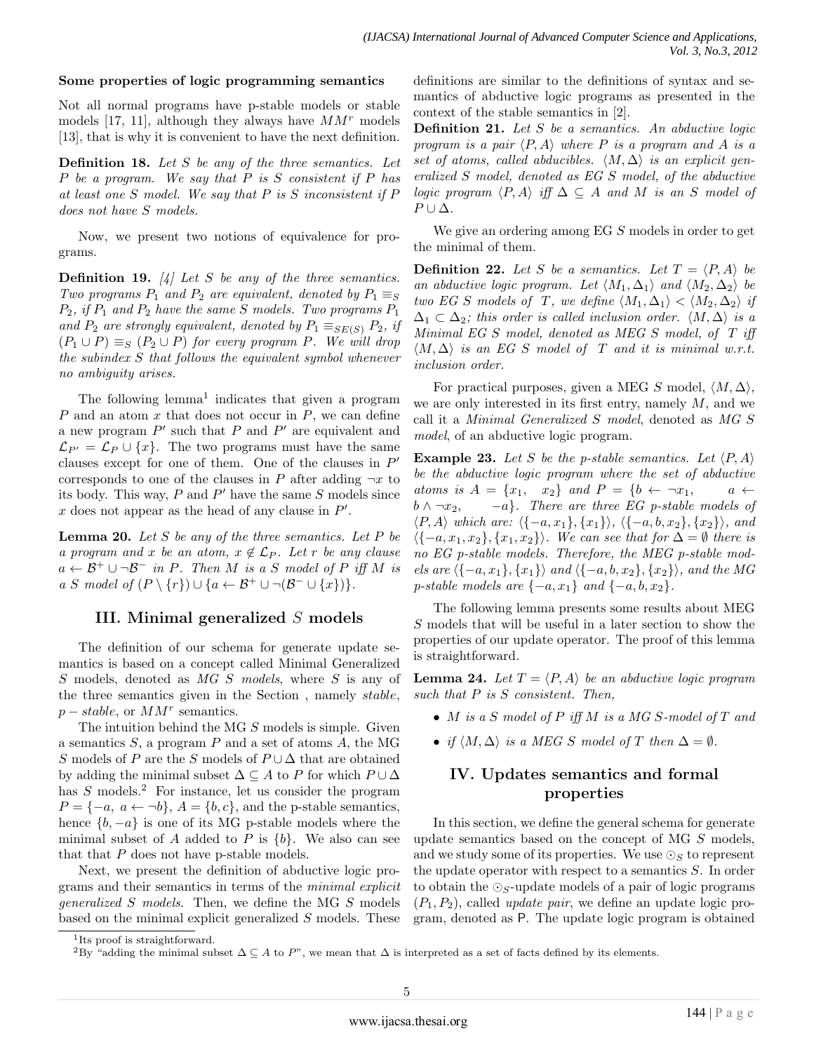**Some properties of logic programming semantics**

Not all normal programs have p-stable models or stable models [17, 11], although they always have $MM^r$ models [13], that is why it is convenient to have the next definition.

**Definition 18.** *Let $S$ be any of the three semantics. Let $P$ be a program. We say that $P$ is $S$ consistent if $P$ has at least one $S$ model. We say that $P$ is $S$ inconsistent if $P$ does not have $S$ models.*

Now, we present two notions of equivalence for programs.

**Definition 19.** *[4] Let $S$ be any of the three semantics. Two programs $P_1$ and $P_2$ are equivalent, denoted by $P_1 \equiv_S P_2$, if $P_1$ and $P_2$ have the same $S$ models. Two programs $P_1$ and $P_2$ are strongly equivalent, denoted by $P_1 \equiv_{SE(S)} P_2$, if $(P_1 \cup P) \equiv_S (P_2 \cup P)$ for every program $P$. We will drop the subindex $S$ that follows the equivalent symbol whenever no ambiguity arises.*

The following lemma[1] indicates that given a program $P$ and an atom $x$ that does not occur in $P$, we can define a new program $P'$ such that $P$ and $P'$ are equivalent and $\mathcal{L}_{P'} = \mathcal{L}_P \cup \{x\}$. The two programs must have the same clauses except for one of them. One of the clauses in $P'$ corresponds to one of the clauses in $P$ after adding $\neg x$ to its body. This way, $P$ and $P'$ have the same $S$ models since $x$ does not appear as the head of any clause in $P'$.

**Lemma 20.** *Let $S$ be any of the three semantics. Let $P$ be a program and $x$ be an atom, $x \notin \mathcal{L}_P$. Let $r$ be any clause $a \leftarrow \mathcal{B}^+ \cup \neg\mathcal{B}^-$ in $P$. Then $M$ is a $S$ model of $P$ iff $M$ is a $S$ model of $(P \setminus \{r\}) \cup \{a \leftarrow \mathcal{B}^+ \cup \neg(\mathcal{B}^- \cup \{x\})\}$.*

## III. Minimal generalized $S$ models

The definition of our schema for generate update semantics is based on a concept called Minimal Generalized $S$ models, denoted as *MG S models*, where $S$ is any of the three semantics given in the Section , namely *stable*, $p-stable$, or $MM^r$ semantics.

The intuition behind the MG $S$ models is simple. Given a semantics $S$, a program $P$ and a set of atoms $A$, the MG $S$ models of $P$ are the $S$ models of $P \cup \Delta$ that are obtained by adding the minimal subset $\Delta \subseteq A$ to $P$ for which $P \cup \Delta$ has $S$ models.[2] For instance, let us consider the program $P = \{-a,\ a \leftarrow \neg b\}$, $A = \{b, c\}$, and the p-stable semantics, hence $\{b, -a\}$ is one of its MG p-stable models where the minimal subset of $A$ added to $P$ is $\{b\}$. We also can see that that $P$ does not have p-stable models.

Next, we present the definition of abductive logic programs and their semantics in terms of the *minimal explicit generalized $S$ models*. Then, we define the MG $S$ models based on the minimal explicit generalized $S$ models. These definitions are similar to the definitions of syntax and semantics of abductive logic programs as presented in the context of the stable semantics in [2].

**Definition 21.** *Let $S$ be a semantics. An abductive logic program is a pair $\langle P, A\rangle$ where $P$ is a program and $A$ is a set of atoms, called abducibles. $\langle M, \Delta\rangle$ is an explicit generalized $S$ model, denoted as EG $S$ model, of the abductive logic program $\langle P, A\rangle$ iff $\Delta \subseteq A$ and $M$ is an $S$ model of $P \cup \Delta$.*

We give an ordering among EG $S$ models in order to get the minimal of them.

**Definition 22.** *Let $S$ be a semantics. Let $T = \langle P, A\rangle$ be an abductive logic program. Let $\langle M_1, \Delta_1\rangle$ and $\langle M_2, \Delta_2\rangle$ be two EG $S$ models of $T$, we define $\langle M_1, \Delta_1\rangle < \langle M_2, \Delta_2\rangle$ if $\Delta_1 \subset \Delta_2$; this order is called inclusion order. $\langle M, \Delta\rangle$ is a Minimal EG $S$ model, denoted as MEG $S$ model, of $T$ iff $\langle M, \Delta\rangle$ is an EG $S$ model of $T$ and it is minimal w.r.t. inclusion order.*

For practical purposes, given a MEG $S$ model, $\langle M, \Delta\rangle$, we are only interested in its first entry, namely $M$, and we call it a *Minimal Generalized $S$ model*, denoted as *MG $S$ model*, of an abductive logic program.

**Example 23.** *Let $S$ be the p-stable semantics. Let $\langle P, A\rangle$ be the abductive logic program where the set of abductive atoms is $A = \{x_1,\ \ x_2\}$ and $P = \{b \leftarrow \neg x_1,\qquad a \leftarrow b \wedge \neg x_2,\qquad -a\}$. There are three EG p-stable models of $\langle P, A\rangle$ which are: $\langle\{-a, x_1\}, \{x_1\}\rangle$, $\langle\{-a, b, x_2\}, \{x_2\}\rangle$, and $\langle\{-a, x_1, x_2\}, \{x_1, x_2\}\rangle$. We can see that for $\Delta = \emptyset$ there is no EG p-stable models. Therefore, the MEG p-stable models are $\langle\{-a, x_1\}, \{x_1\}\rangle$ and $\langle\{-a, b, x_2\}, \{x_2\}\rangle$, and the MG p-stable models are $\{-a, x_1\}$ and $\{-a, b, x_2\}$.*

The following lemma presents some results about MEG $S$ models that will be useful in a later section to show the properties of our update operator. The proof of this lemma is straightforward.

**Lemma 24.** *Let $T = \langle P, A\rangle$ be an abductive logic program such that $P$ is $S$ consistent. Then,*

- *$M$ is a $S$ model of $P$ iff $M$ is a MG $S$-model of $T$ and*
- *if $\langle M, \Delta\rangle$ is a MEG $S$ model of $T$ then $\Delta = \emptyset$.*

## IV. Updates semantics and formal properties

In this section, we define the general schema for generate update semantics based on the concept of MG $S$ models, and we study some of its properties. We use $\odot_S$ to represent the update operator with respect to a semantics $S$. In order to obtain the $\odot_S$-update models of a pair of logic programs $(P_1, P_2)$, called *update pair*, we define an update logic program, denoted as $\mathsf{P}$. The update logic program is obtained

[1] Its proof is straightforward.

[2] By "adding the minimal subset $\Delta \subseteq A$ to $P$", we mean that $\Delta$ is interpreted as a set of facts defined by its elements.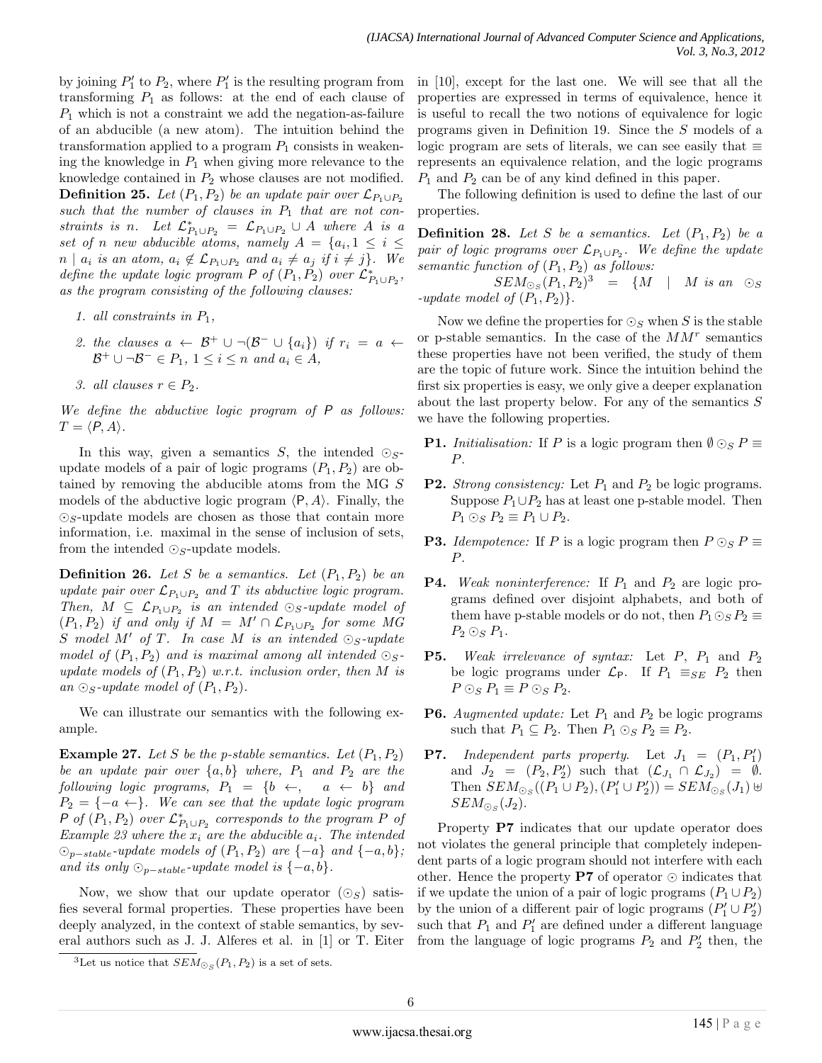by joining $P_1'$ to $P_2$, where $P_1'$ is the resulting program from transforming $P_1$ as follows: at the end of each clause of $P_1$ which is not a constraint we add the negation-as-failure of an abducible (a new atom). The intuition behind the transformation applied to a program $P_1$ consists in weakening the knowledge in $P_1$ when giving more relevance to the knowledge contained in $P_2$ whose clauses are not modified.

**Definition 25.** *Let $(P_1, P_2)$ be an update pair over $\mathcal{L}_{P_1 \cup P_2}$ such that the number of clauses in $P_1$ that are not constraints is $n$. Let $\mathcal{L}^*_{P_1 \cup P_2} = \mathcal{L}_{P_1 \cup P_2} \cup A$ where $A$ is a set of $n$ new abducible atoms, namely $A = \{a_i, 1 \leq i \leq n \mid a_i$ is an atom, $a_i \notin \mathcal{L}_{P_1 \cup P_2}$ and $a_i \neq a_j$ if $i \neq j\}$. We define the update logic program $\mathsf{P}$ of $(P_1, P_2)$ over $\mathcal{L}^*_{P_1 \cup P_2}$, as the program consisting of the following clauses:*

1. *all constraints in $P_1$,*
2. *the clauses $a \leftarrow \mathcal{B}^+ \cup \neg(\mathcal{B}^- \cup \{a_i\})$ if $r_i = a \leftarrow \mathcal{B}^+ \cup \neg \mathcal{B}^- \in P_1$, $1 \leq i \leq n$ and $a_i \in A$,*
3. *all clauses $r \in P_2$.*

*We define the abductive logic program of $\mathsf{P}$ as follows: $T = \langle \mathsf{P}, A \rangle$.*

In this way, given a semantics $S$, the intended $\odot_S$-update models of a pair of logic programs $(P_1, P_2)$ are obtained by removing the abducible atoms from the MG $S$ models of the abductive logic program $\langle \mathsf{P}, A \rangle$. Finally, the $\odot_S$-update models are chosen as those that contain more information, i.e. maximal in the sense of inclusion of sets, from the intended $\odot_S$-update models.

**Definition 26.** *Let $S$ be a semantics. Let $(P_1, P_2)$ be an update pair over $\mathcal{L}_{P_1 \cup P_2}$ and $T$ its abductive logic program. Then, $M \subseteq \mathcal{L}_{P_1 \cup P_2}$ is an intended $\odot_S$-update model of $(P_1, P_2)$ if and only if $M = M' \cap \mathcal{L}_{P_1 \cup P_2}$ for some MG $S$ model $M'$ of $T$. In case $M$ is an intended $\odot_S$-update model of $(P_1, P_2)$ and is maximal among all intended $\odot_S$-update models of $(P_1, P_2)$ w.r.t. inclusion order, then $M$ is an $\odot_S$-update model of $(P_1, P_2)$.*

We can illustrate our semantics with the following example.

**Example 27.** *Let $S$ be the p-stable semantics. Let $(P_1, P_2)$ be an update pair over $\{a, b\}$ where, $P_1$ and $P_2$ are the following logic programs, $P_1 = \{b \leftarrow, \quad a \leftarrow b\}$ and $P_2 = \{-a \leftarrow\}$. We can see that the update logic program $\mathsf{P}$ of $(P_1, P_2)$ over $\mathcal{L}^*_{P_1 \cup P_2}$ corresponds to the program $P$ of Example 23 where the $x_i$ are the abducible $a_i$. The intended $\odot_{p-stable}$-update models of $(P_1, P_2)$ are $\{-a\}$ and $\{-a, b\}$; and its only $\odot_{p-stable}$-update model is $\{-a, b\}$.*

Now, we show that our update operator ($\odot_S$) satisfies several formal properties. These properties have been deeply analyzed, in the context of stable semantics, by several authors such as J. J. Alferes et al. in [1] or T. Eiter in [10], except for the last one. We will see that all the properties are expressed in terms of equivalence, hence it is useful to recall the two notions of equivalence for logic programs given in Definition 19. Since the $S$ models of a logic program are sets of literals, we can see easily that $\equiv$ represents an equivalence relation, and the logic programs $P_1$ and $P_2$ can be of any kind defined in this paper.

The following definition is used to define the last of our properties.

**Definition 28.** *Let $S$ be a semantics. Let $(P_1, P_2)$ be a pair of logic programs over $\mathcal{L}_{P_1 \cup P_2}$. We define the update semantic function of $(P_1, P_2)$ as follows:*

$$SEM_{\odot_S}(P_1, P_2)^3 = \{M \mid M \text{ is an } \odot_S\text{-update model of } (P_1, P_2)\}.$$

Now we define the properties for $\odot_S$ when $S$ is the stable or p-stable semantics. In the case of the $MM^r$ semantics these properties have not been verified, the study of them are the topic of future work. Since the intuition behind the first six properties is easy, we only give a deeper explanation about the last property below. For any of the semantics $S$ we have the following properties.

- **P1.** *Initialisation:* If $P$ is a logic program then $\emptyset \odot_S P \equiv P$.
- **P2.** *Strong consistency:* Let $P_1$ and $P_2$ be logic programs. Suppose $P_1 \cup P_2$ has at least one p-stable model. Then $P_1 \odot_S P_2 \equiv P_1 \cup P_2$.
- **P3.** *Idempotence:* If $P$ is a logic program then $P \odot_S P \equiv P$.
- **P4.** *Weak noninterference:* If $P_1$ and $P_2$ are logic programs defined over disjoint alphabets, and both of them have p-stable models or do not, then $P_1 \odot_S P_2 \equiv P_2 \odot_S P_1$.
- **P5.** *Weak irrelevance of syntax:* Let $P$, $P_1$ and $P_2$ be logic programs under $\mathcal{L}_{\mathsf{P}}$. If $P_1 \equiv_{SE} P_2$ then $P \odot_S P_1 \equiv P \odot_S P_2$.
- **P6.** *Augmented update:* Let $P_1$ and $P_2$ be logic programs such that $P_1 \subseteq P_2$. Then $P_1 \odot_S P_2 \equiv P_2$.
- **P7.** *Independent parts property.* Let $J_1 = (P_1, P_1')$ and $J_2 = (P_2, P_2')$ such that $(\mathcal{L}_{J_1} \cap \mathcal{L}_{J_2}) = \emptyset$. Then $SEM_{\odot_S}((P_1 \cup P_2), (P_1' \cup P_2')) = SEM_{\odot_S}(J_1) \uplus SEM_{\odot_S}(J_2)$.

Property **P7** indicates that our update operator does not violates the general principle that completely independent parts of a logic program should not interfere with each other. Hence the property **P7** of operator $\odot$ indicates that if we update the union of a pair of logic programs $(P_1 \cup P_2)$ by the union of a different pair of logic programs $(P_1' \cup P_2')$ such that $P_1$ and $P_1'$ are defined under a different language from the language of logic programs $P_2$ and $P_2'$ then, the

[3] Let us notice that $SEM_{\odot_S}(P_1, P_2)$ is a set of sets.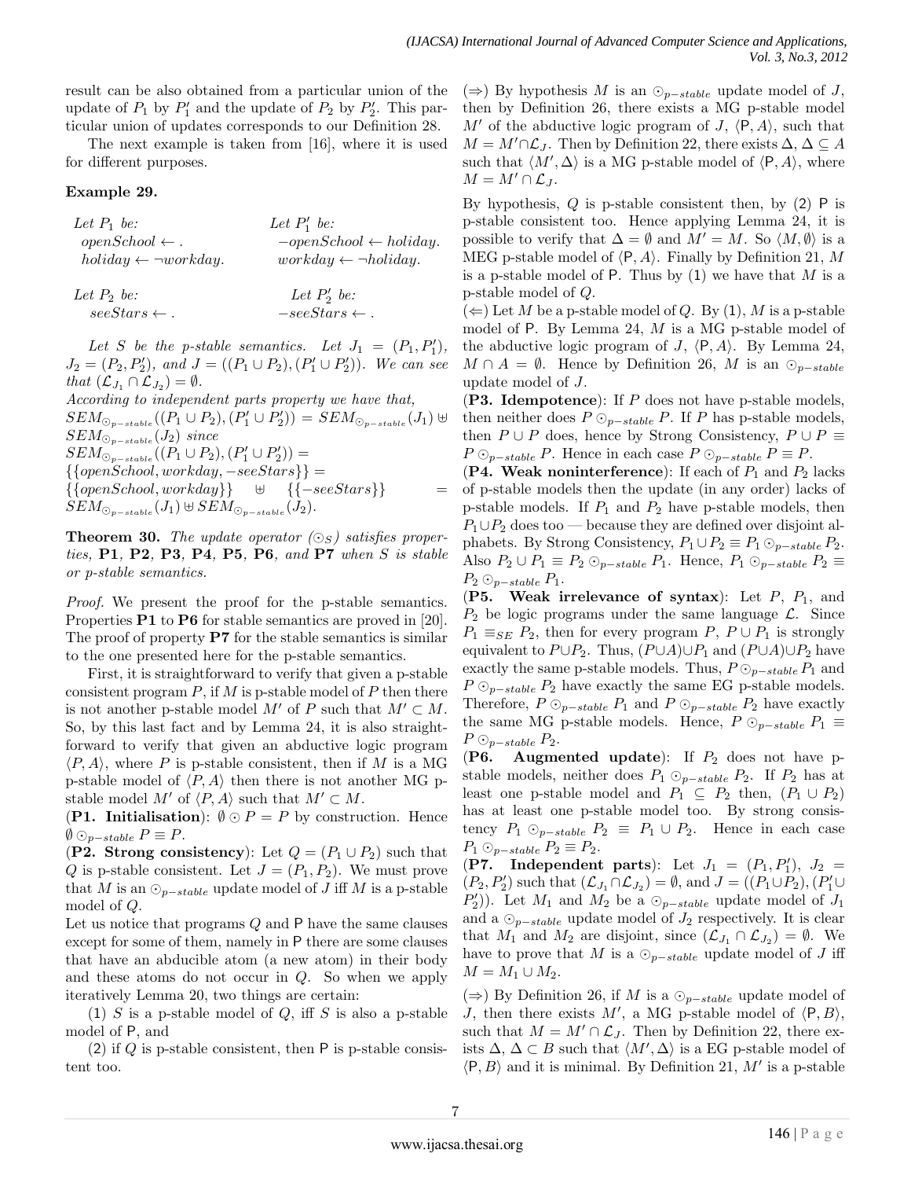result can be also obtained from a particular union of the update of $P_1$ by $P'_1$ and the update of $P_2$ by $P'_2$. This particular union of updates corresponds to our Definition 28.

The next example is taken from [16], where it is used for different purposes.

**Example 29.**

| Let $P_1$ be: | Let $P'_1$ be: |
|---|---|
| $openSchool \leftarrow .$ | $-openSchool \leftarrow holiday.$ |
| $holiday \leftarrow \neg workday.$ | $workday \leftarrow \neg holiday.$ |
| Let $P_2$ be: | Let $P'_2$ be: |
| $seeStars \leftarrow .$ | $-seeStars \leftarrow .$ |

*Let $S$ be the p-stable semantics. Let $J_1 = (P_1, P'_1)$, $J_2 = (P_2, P'_2)$, and $J = ((P_1 \cup P_2), (P'_1 \cup P'_2))$. We can see that $(\mathcal{L}_{J_1} \cap \mathcal{L}_{J_2}) = \emptyset$.*
*According to independent parts property we have that,*
$SEM_{\odot_{p-stable}}((P_1 \cup P_2), (P'_1 \cup P'_2)) = SEM_{\odot_{p-stable}}(J_1) \uplus SEM_{\odot_{p-stable}}(J_2)$ *since*
$SEM_{\odot_{p-stable}}((P_1 \cup P_2), (P'_1 \cup P'_2)) = \{\{openSchool, workday, -seeStars\}\} = \{\{openSchool, workday\}\} \uplus \{\{-seeStars\}\} = SEM_{\odot_{p-stable}}(J_1) \uplus SEM_{\odot_{p-stable}}(J_2)$.

**Theorem 30.** *The update operator ($\odot_S$) satisfies properties,* **P1**, **P2**, **P3**, **P4**, **P5**, **P6**, *and* **P7** *when $S$ is stable or p-stable semantics.*

*Proof.* We present the proof for the p-stable semantics. Properties **P1** to **P6** for stable semantics are proved in [20]. The proof of property **P7** for the stable semantics is similar to the one presented here for the p-stable semantics.

First, it is straightforward to verify that given a p-stable consistent program $P$, if $M$ is p-stable model of $P$ then there is not another p-stable model $M'$ of $P$ such that $M' \subset M$. So, by this last fact and by Lemma 24, it is also straightforward to verify that given an abductive logic program $\langle P, A \rangle$, where $P$ is p-stable consistent, then if $M$ is a MG p-stable model of $\langle P, A \rangle$ then there is not another MG p-stable model $M'$ of $\langle P, A \rangle$ such that $M' \subset M$.

(**P1. Initialisation**): $\emptyset \odot P = P$ by construction. Hence $\emptyset \odot_{p-stable} P \equiv P$.

(**P2. Strong consistency**): Let $Q = (P_1 \cup P_2)$ such that $Q$ is p-stable consistent. Let $J = (P_1, P_2)$. We must prove that $M$ is an $\odot_{p-stable}$ update model of $J$ iff $M$ is a p-stable model of $Q$.

Let us notice that programs $Q$ and $\mathsf{P}$ have the same clauses except for some of them, namely in $\mathsf{P}$ there are some clauses that have an abducible atom (a new atom) in their body and these atoms do not occur in $Q$. So when we apply iteratively Lemma 20, two things are certain:

(1) $S$ is a p-stable model of $Q$, iff $S$ is also a p-stable model of $\mathsf{P}$, and

(2) if $Q$ is p-stable consistent, then $\mathsf{P}$ is p-stable consistent too.

($\Rightarrow$) By hypothesis $M$ is an $\odot_{p-stable}$ update model of $J$, then by Definition 26, there exists a MG p-stable model $M'$ of the abductive logic program of $J$, $\langle \mathsf{P}, A \rangle$, such that $M = M' \cap \mathcal{L}_J$. Then by Definition 22, there exists $\Delta, \Delta \subseteq A$ such that $\langle M', \Delta \rangle$ is a MG p-stable model of $\langle \mathsf{P}, A \rangle$, where $M = M' \cap \mathcal{L}_J$.

By hypothesis, $Q$ is p-stable consistent then, by (2) $\mathsf{P}$ is p-stable consistent too. Hence applying Lemma 24, it is possible to verify that $\Delta = \emptyset$ and $M' = M$. So $\langle M, \emptyset \rangle$ is a MEG p-stable model of $\langle \mathsf{P}, A \rangle$. Finally by Definition 21, $M$ is a p-stable model of $\mathsf{P}$. Thus by (1) we have that $M$ is a p-stable model of $Q$.

($\Leftarrow$) Let $M$ be a p-stable model of $Q$. By (1), $M$ is a p-stable model of $\mathsf{P}$. By Lemma 24, $M$ is a MG p-stable model of the abductive logic program of $J$, $\langle \mathsf{P}, A \rangle$. By Lemma 24, $M \cap A = \emptyset$. Hence by Definition 26, $M$ is an $\odot_{p-stable}$ update model of $J$.

(**P3. Idempotence**): If $P$ does not have p-stable models, then neither does $P \odot_{p-stable} P$. If $P$ has p-stable models, then $P \cup P$ does, hence by Strong Consistency, $P \cup P \equiv P \odot_{p-stable} P$. Hence in each case $P \odot_{p-stable} P \equiv P$.

(**P4. Weak noninterference**): If each of $P_1$ and $P_2$ lacks of p-stable models then the update (in any order) lacks of p-stable models. If $P_1$ and $P_2$ have p-stable models, then $P_1 \cup P_2$ does too — because they are defined over disjoint alphabets. By Strong Consistency, $P_1 \cup P_2 \equiv P_1 \odot_{p-stable} P_2$. Also $P_2 \cup P_1 \equiv P_2 \odot_{p-stable} P_1$. Hence, $P_1 \odot_{p-stable} P_2 \equiv P_2 \odot_{p-stable} P_1$.

(**P5. Weak irrelevance of syntax**): Let $P$, $P_1$, and $P_2$ be logic programs under the same language $\mathcal{L}$. Since $P_1 \equiv_{SE} P_2$, then for every program $P$, $P \cup P_1$ is strongly equivalent to $P \cup P_2$. Thus, $(P \cup A) \cup P_1$ and $(P \cup A) \cup P_2$ have exactly the same p-stable models. Thus, $P \odot_{p-stable} P_1$ and $P \odot_{p-stable} P_2$ have exactly the same EG p-stable models. Therefore, $P \odot_{p-stable} P_1$ and $P \odot_{p-stable} P_2$ have exactly the same MG p-stable models. Hence, $P \odot_{p-stable} P_1 \equiv P \odot_{p-stable} P_2$.

(**P6. Augmented update**): If $P_2$ does not have p-stable models, neither does $P_1 \odot_{p-stable} P_2$. If $P_2$ has at least one p-stable model and $P_1 \subseteq P_2$ then, $(P_1 \cup P_2)$ has at least one p-stable model too. By strong consistency $P_1 \odot_{p-stable} P_2 \equiv P_1 \cup P_2$. Hence in each case $P_1 \odot_{p-stable} P_2 \equiv P_2$.

(**P7. Independent parts**): Let $J_1 = (P_1, P'_1)$, $J_2 = (P_2, P'_2)$ such that $(\mathcal{L}_{J_1} \cap \mathcal{L}_{J_2}) = \emptyset$, and $J = ((P_1 \cup P_2), (P'_1 \cup P'_2))$. Let $M_1$ and $M_2$ be a $\odot_{p-stable}$ update model of $J_1$ and a $\odot_{p-stable}$ update model of $J_2$ respectively. It is clear that $M_1$ and $M_2$ are disjoint, since $(\mathcal{L}_{J_1} \cap \mathcal{L}_{J_2}) = \emptyset$. We have to prove that $M$ is a $\odot_{p-stable}$ update model of $J$ iff $M = M_1 \cup M_2$.

($\Rightarrow$) By Definition 26, if $M$ is a $\odot_{p-stable}$ update model of $J$, then there exists $M'$, a MG p-stable model of $\langle \mathsf{P}, B \rangle$, such that $M = M' \cap \mathcal{L}_J$. Then by Definition 22, there exists $\Delta, \Delta \subset B$ such that $\langle M', \Delta \rangle$ is a EG p-stable model of $\langle \mathsf{P}, B \rangle$ and it is minimal. By Definition 21, $M'$ is a p-stable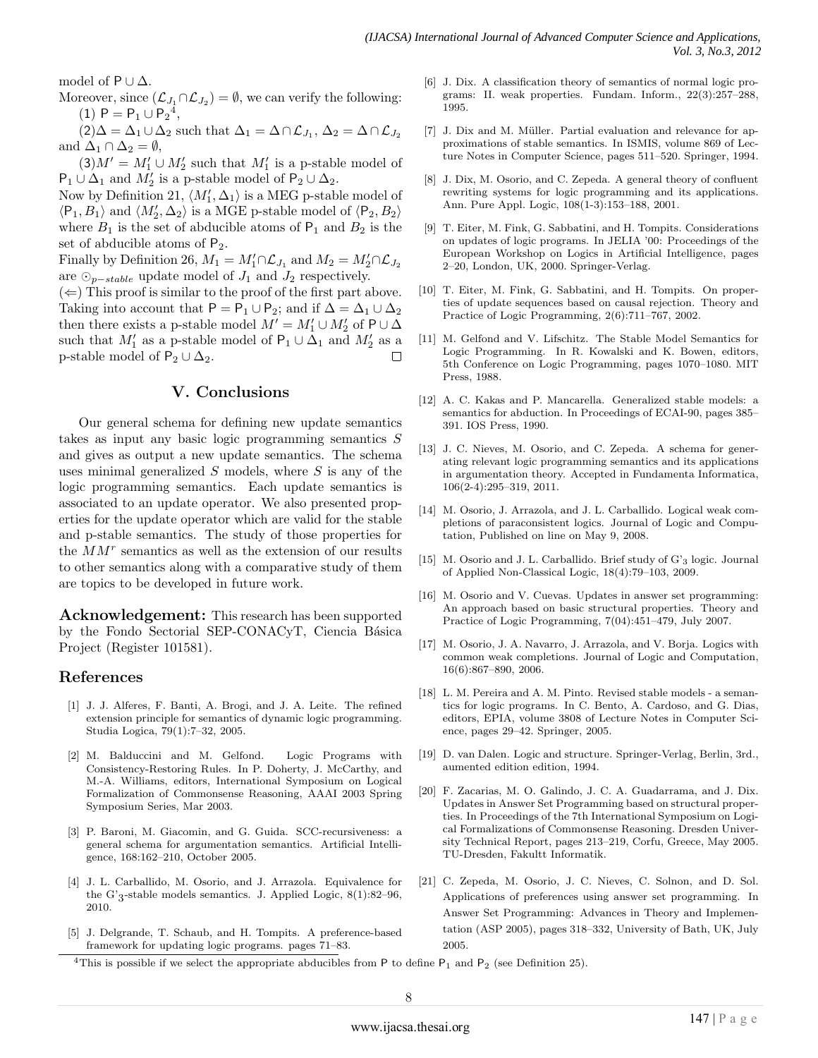model of $\mathsf{P} \cup \Delta$.

Moreover, since $(\mathcal{L}_{J_1} \cap \mathcal{L}_{J_2}) = \emptyset$, we can verify the following:

(1) $\mathsf{P} = \mathsf{P}_1 \cup \mathsf{P}_2$[4],

(2)$\Delta = \Delta_1 \cup \Delta_2$ such that $\Delta_1 = \Delta \cap \mathcal{L}_{J_1}$, $\Delta_2 = \Delta \cap \mathcal{L}_{J_2}$ and $\Delta_1 \cap \Delta_2 = \emptyset$,

(3)$M' = M'_1 \cup M'_2$ such that $M'_1$ is a p-stable model of $\mathsf{P}_1 \cup \Delta_1$ and $M'_2$ is a p-stable model of $\mathsf{P}_2 \cup \Delta_2$.

Now by Definition 21, $\langle M'_1, \Delta_1 \rangle$ is a MEG p-stable model of $\langle \mathsf{P}_1, B_1 \rangle$ and $\langle M'_2, \Delta_2 \rangle$ is a MGE p-stable model of $\langle \mathsf{P}_2, B_2 \rangle$ where $B_1$ is the set of abducible atoms of $\mathsf{P}_1$ and $B_2$ is the set of abducible atoms of $\mathsf{P}_2$.

Finally by Definition 26, $M_1 = M'_1 \cap \mathcal{L}_{J_1}$ and $M_2 = M'_2 \cap \mathcal{L}_{J_2}$ are $\odot_{p-stable}$ update model of $J_1$ and $J_2$ respectively.

($\Leftarrow$) This proof is similar to the proof of the first part above. Taking into account that $\mathsf{P} = \mathsf{P}_1 \cup \mathsf{P}_2$; and if $\Delta = \Delta_1 \cup \Delta_2$ then there exists a p-stable model $M' = M'_1 \cup M'_2$ of $\mathsf{P} \cup \Delta$ such that $M'_1$ as a p-stable model of $\mathsf{P}_1 \cup \Delta_1$ and $M'_2$ as a p-stable model of $\mathsf{P}_2 \cup \Delta_2$. □

## V. Conclusions

Our general schema for defining new update semantics takes as input any basic logic programming semantics $S$ and gives as output a new update semantics. The schema uses minimal generalized $S$ models, where $S$ is any of the logic programming semantics. Each update semantics is associated to an update operator. We also presented properties for the update operator which are valid for the stable and p-stable semantics. The study of those properties for the $MM^r$ semantics as well as the extension of our results to other semantics along with a comparative study of them are topics to be developed in future work.

**Acknowledgement:** This research has been supported by the Fondo Sectorial SEP-CONACyT, Ciencia Básica Project (Register 101581).

## References

[1] J. J. Alferes, F. Banti, A. Brogi, and J. A. Leite. The refined extension principle for semantics of dynamic logic programming. Studia Logica, 79(1):7–32, 2005.

[2] M. Balduccini and M. Gelfond. Logic Programs with Consistency-Restoring Rules. In P. Doherty, J. McCarthy, and M.-A. Williams, editors, International Symposium on Logical Formalization of Commonsense Reasoning, AAAI 2003 Spring Symposium Series, Mar 2003.

[3] P. Baroni, M. Giacomin, and G. Guida. SCC-recursiveness: a general schema for argumentation semantics. Artificial Intelligence, 168:162–210, October 2005.

[4] J. L. Carballido, M. Osorio, and J. Arrazola. Equivalence for the G'$_3$-stable models semantics. J. Applied Logic, 8(1):82–96, 2010.

[5] J. Delgrande, T. Schaub, and H. Tompits. A preference-based framework for updating logic programs. pages 71–83.

[6] J. Dix. A classification theory of semantics of normal logic programs: II. weak properties. Fundam. Inform., 22(3):257–288, 1995.

[7] J. Dix and M. Müller. Partial evaluation and relevance for approximations of stable semantics. In ISMIS, volume 869 of Lecture Notes in Computer Science, pages 511–520. Springer, 1994.

[8] J. Dix, M. Osorio, and C. Zepeda. A general theory of confluent rewriting systems for logic programming and its applications. Ann. Pure Appl. Logic, 108(1-3):153–188, 2001.

[9] T. Eiter, M. Fink, G. Sabbatini, and H. Tompits. Considerations on updates of logic programs. In JELIA '00: Proceedings of the European Workshop on Logics in Artificial Intelligence, pages 2–20, London, UK, 2000. Springer-Verlag.

[10] T. Eiter, M. Fink, G. Sabbatini, and H. Tompits. On properties of update sequences based on causal rejection. Theory and Practice of Logic Programming, 2(6):711–767, 2002.

[11] M. Gelfond and V. Lifschitz. The Stable Model Semantics for Logic Programming. In R. Kowalski and K. Bowen, editors, 5th Conference on Logic Programming, pages 1070–1080. MIT Press, 1988.

[12] A. C. Kakas and P. Mancarella. Generalized stable models: a semantics for abduction. In Proceedings of ECAI-90, pages 385–391. IOS Press, 1990.

[13] J. C. Nieves, M. Osorio, and C. Zepeda. A schema for generating relevant logic programming semantics and its applications in argumentation theory. Accepted in Fundamenta Informatica, 106(2-4):295–319, 2011.

[14] M. Osorio, J. Arrazola, and J. L. Carballido. Logical weak completions of paraconsistent logics. Journal of Logic and Computation, Published on line on May 9, 2008.

[15] M. Osorio and J. L. Carballido. Brief study of G'$_3$ logic. Journal of Applied Non-Classical Logic, 18(4):79–103, 2009.

[16] M. Osorio and V. Cuevas. Updates in answer set programming: An approach based on basic structural properties. Theory and Practice of Logic Programming, 7(04):451–479, July 2007.

[17] M. Osorio, J. A. Navarro, J. Arrazola, and V. Borja. Logics with common weak completions. Journal of Logic and Computation, 16(6):867–890, 2006.

[18] L. M. Pereira and A. M. Pinto. Revised stable models - a semantics for logic programs. In C. Bento, A. Cardoso, and G. Dias, editors, EPIA, volume 3808 of Lecture Notes in Computer Science, pages 29–42. Springer, 2005.

[19] D. van Dalen. Logic and structure. Springer-Verlag, Berlin, 3rd., aumented edition edition, 1994.

[20] F. Zacarias, M. O. Galindo, J. C. A. Guadarrama, and J. Dix. Updates in Answer Set Programming based on structural properties. In Proceedings of the 7th International Symposium on Logical Formalizations of Commonsense Reasoning. Dresden University Technical Report, pages 213–219, Corfu, Greece, May 2005. TU-Dresden, Fakultt Informatik.

[21] C. Zepeda, M. Osorio, J. C. Nieves, C. Solnon, and D. Sol. Applications of preferences using answer set programming. In Answer Set Programming: Advances in Theory and Implementation (ASP 2005), pages 318–332, University of Bath, UK, July 2005.

[4] This is possible if we select the appropriate abducibles from $\mathsf{P}$ to define $\mathsf{P}_1$ and $\mathsf{P}_2$ (see Definition 25).